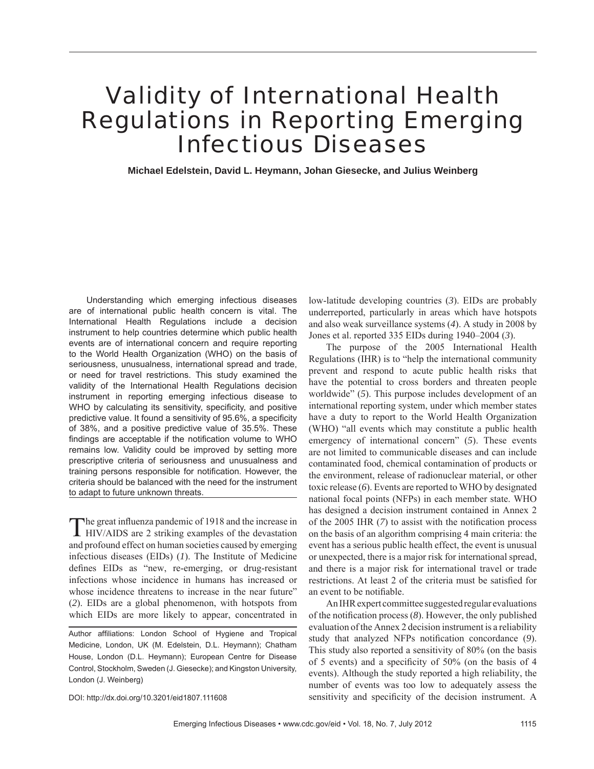# Validity of International Health Regulations in Reporting Emerging Infectious Diseases

**Michael Edelstein, David L. Heymann, Johan Giesecke, and Julius Weinberg**

Understanding which emerging infectious diseases are of international public health concern is vital. The International Health Regulations include a decision instrument to help countries determine which public health events are of international concern and require reporting to the World Health Organization (WHO) on the basis of seriousness, unusualness, international spread and trade, or need for travel restrictions. This study examined the validity of the International Health Regulations decision instrument in reporting emerging infectious disease to WHO by calculating its sensitivity, specificity, and positive predictive value. It found a sensitivity of 95.6%, a specificity of 38%, and a positive predictive value of 35.5%. These findings are acceptable if the notification volume to WHO remains low. Validity could be improved by setting more prescriptive criteria of seriousness and unusualness and training persons responsible for notification. However, the criteria should be balanced with the need for the instrument to adapt to future unknown threats.

The great influenza pandemic of 1918 and the increase in HIV/AIDS are 2 striking examples of the devastation and profound effect on human societies caused by emerging infectious diseases (EIDs) (*1*). The Institute of Medicine defines EIDs as "new, re-emerging, or drug-resistant infections whose incidence in humans has increased or whose incidence threatens to increase in the near future" (*2*). EIDs are a global phenomenon, with hotspots from which EIDs are more likely to appear, concentrated in low-latitude developing countries (*3*). EIDs are probably underreported, particularly in areas which have hotspots and also weak surveillance systems (*4*). A study in 2008 by Jones et al. reported 335 EIDs during 1940–2004 (*3*).

The purpose of the 2005 International Health Regulations (IHR) is to "help the international community prevent and respond to acute public health risks that have the potential to cross borders and threaten people worldwide" (*5*). This purpose includes development of an international reporting system, under which member states have a duty to report to the World Health Organization (WHO) "all events which may constitute a public health emergency of international concern" (*5*). These events are not limited to communicable diseases and can include contaminated food, chemical contamination of products or the environment, release of radionuclear material, or other toxic release (*6*). Events are reported to WHO by designated national focal points (NFPs) in each member state. WHO has designed a decision instrument contained in Annex 2 of the 2005 IHR (*7*) to assist with the notification process on the basis of an algorithm comprising 4 main criteria: the event has a serious public health effect, the event is unusual or unexpected, there is a major risk for international spread, and there is a major risk for international travel or trade restrictions. At least 2 of the criteria must be satisfied for an event to be notifiable.

An IHR expert committee suggested regular evaluations of the notification process (*8*). However, the only published evaluation of the Annex 2 decision instrument is a reliability study that analyzed NFPs notification concordance (*9*). This study also reported a sensitivity of 80% (on the basis of 5 events) and a specificity of 50% (on the basis of 4 events). Although the study reported a high reliability, the number of events was too low to adequately assess the sensitivity and specificity of the decision instrument. A

Author affiliations: London School of Hygiene and Tropical Medicine, London, UK (M. Edelstein, D.L. Heymann); Chatham House, London (D.L. Heymann); European Centre for Disease Control, Stockholm, Sweden (J. Giesecke); and Kingston University, London (J. Weinberg)

DOI: http://dx.doi.org/10.3201/eid1807.111608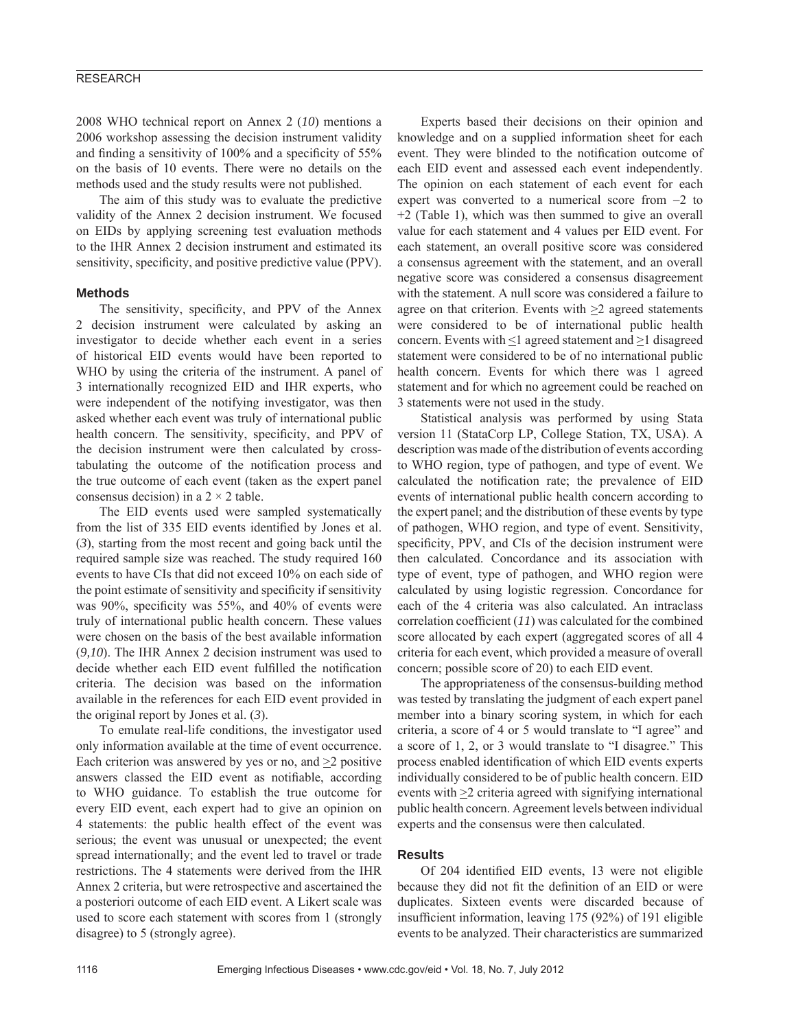2008 WHO technical report on Annex 2 (*10*) mentions a 2006 workshop assessing the decision instrument validity and finding a sensitivity of 100% and a specificity of 55% on the basis of 10 events. There were no details on the methods used and the study results were not published.

The aim of this study was to evaluate the predictive validity of the Annex 2 decision instrument. We focused on EIDs by applying screening test evaluation methods to the IHR Annex 2 decision instrument and estimated its sensitivity, specificity, and positive predictive value (PPV).

## Methods

The sensitivity, specificity, and PPV of the Annex 2 decision instrument were calculated by asking an investigator to decide whether each event in a series of historical EID events would have been reported to WHO by using the criteria of the instrument. A panel of 3 internationally recognized EID and IHR experts, who were independent of the notifying investigator, was then asked whether each event was truly of international public health concern. The sensitivity, specificity, and PPV of the decision instrument were then calculated by cross-tabulating the outcome of the notification process and the true outcome of each event (taken as the expert panel consensus decision) in a 2 × 2 table.

The EID events used were sampled systematically from the list of 335 EID events identified by Jones et al. (*3*), starting from the most recent and going back until the required sample size was reached. The study required 160 events to have CIs that did not exceed 10% on each side of the point estimate of sensitivity and specificity if sensitivity was 90%, specificity was 55%, and 40% of events were truly of international public health concern. These values were chosen on the basis of the best available information (*9,10*). The IHR Annex 2 decision instrument was used to decide whether each EID event fulfilled the notification criteria. The decision was based on the information available in the references for each EID event provided in the original report by Jones et al. (*3*).

To emulate real-life conditions, the investigator used only information available at the time of event occurrence. Each criterion was answered by yes or no, and ≥2 positive answers classed the EID event as notifiable, according to WHO guidance. To establish the true outcome for every EID event, each expert had to give an opinion on 4 statements: the public health effect of the event was serious; the event was unusual or unexpected; the event spread internationally; and the event led to travel or trade restrictions. The 4 statements were derived from the IHR Annex 2 criteria, but were retrospective and ascertained the a posteriori outcome of each EID event. A Likert scale was used to score each statement with scores from 1 (strongly disagree) to 5 (strongly agree).

Experts based their decisions on their opinion and knowledge and on a supplied information sheet for each event. They were blinded to the notification outcome of each EID event and assessed each event independently. The opinion on each statement of each event for each expert was converted to a numerical score from –2 to +2 (Table 1), which was then summed to give an overall value for each statement and 4 values per EID event. For each statement, an overall positive score was considered a consensus agreement with the statement, and an overall negative score was considered a consensus disagreement with the statement. A null score was considered a failure to agree on that criterion. Events with ≥2 agreed statements were considered to be of international public health concern. Events with ≤1 agreed statement and ≥1 disagreed statement were considered to be of no international public health concern. Events for which there was 1 agreed statement and for which no agreement could be reached on 3 statements were not used in the study.

Statistical analysis was performed by using Stata version 11 (StataCorp LP, College Station, TX, USA). A description was made of the distribution of events according to WHO region, type of pathogen, and type of event. We calculated the notification rate; the prevalence of EID events of international public health concern according to the expert panel; and the distribution of these events by type of pathogen, WHO region, and type of event. Sensitivity, specificity, PPV, and CIs of the decision instrument were then calculated. Concordance and its association with type of event, type of pathogen, and WHO region were calculated by using logistic regression. Concordance for each of the 4 criteria was also calculated. An intraclass correlation coefficient (*11*) was calculated for the combined score allocated by each expert (aggregated scores of all 4 criteria for each event, which provided a measure of overall concern; possible score of 20) to each EID event.

The appropriateness of the consensus-building method was tested by translating the judgment of each expert panel member into a binary scoring system, in which for each criteria, a score of 4 or 5 would translate to "I agree" and a score of 1, 2, or 3 would translate to "I disagree." This process enabled identification of which EID events experts individually considered to be of public health concern. EID events with ≥2 criteria agreed with signifying international public health concern. Agreement levels between individual experts and the consensus were then calculated.

## Results

Of 204 identified EID events, 13 were not eligible because they did not fit the definition of an EID or were duplicates. Sixteen events were discarded because of insufficient information, leaving 175 (92%) of 191 eligible events to be analyzed. Their characteristics are summarized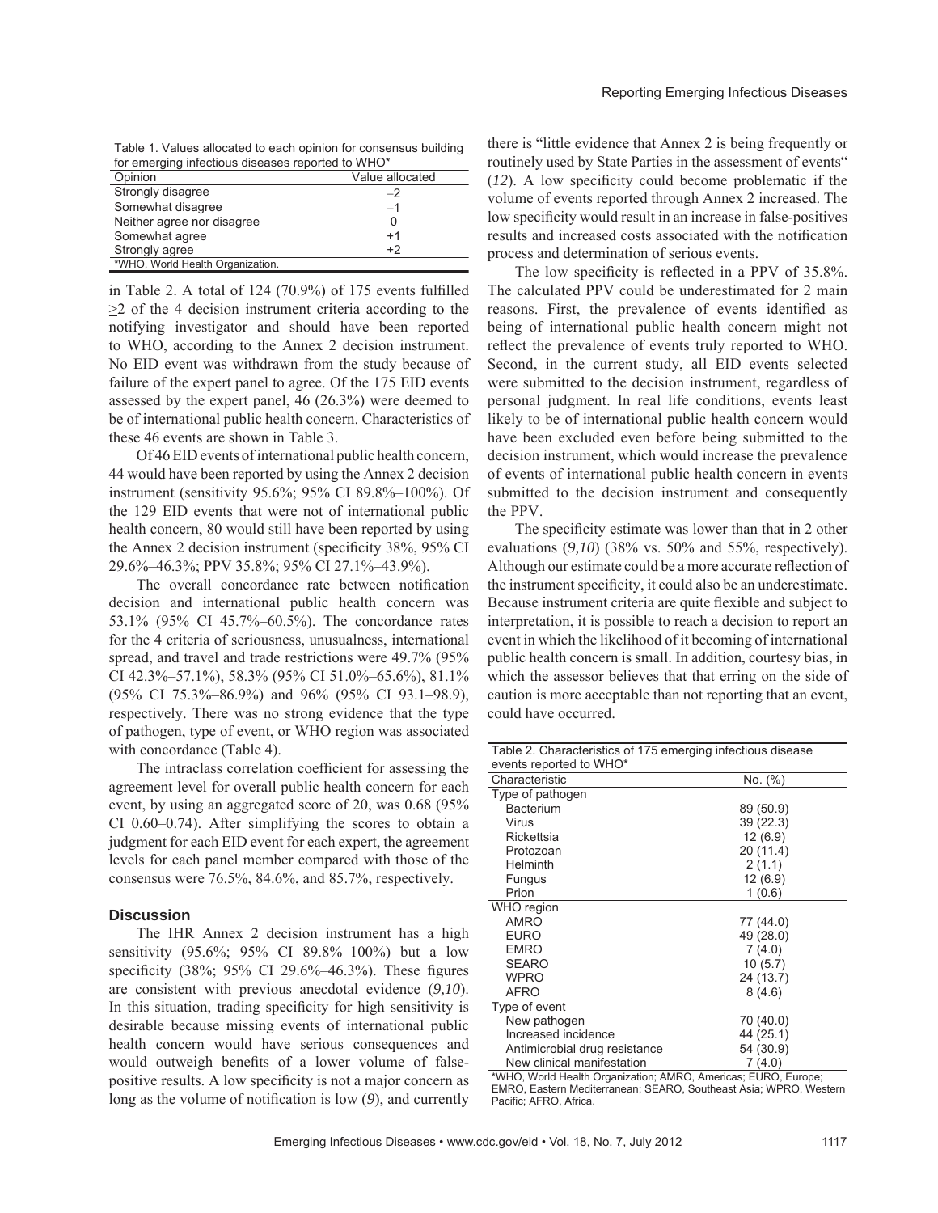Table 1. Values allocated to each opinion for consensus building for emerging infectious diseases reported to WHO*

| Opinion | Value allocated |
|---|---|
| Strongly disagree | −2 |
| Somewhat disagree | −1 |
| Neither agree nor disagree | 0 |
| Somewhat agree | +1 |
| Strongly agree | +2 |

*WHO, World Health Organization.

in Table 2. A total of 124 (70.9%) of 175 events fulfilled ≥2 of the 4 decision instrument criteria according to the notifying investigator and should have been reported to WHO, according to the Annex 2 decision instrument. No EID event was withdrawn from the study because of failure of the expert panel to agree. Of the 175 EID events assessed by the expert panel, 46 (26.3%) were deemed to be of international public health concern. Characteristics of these 46 events are shown in Table 3.

Of 46 EID events of international public health concern, 44 would have been reported by using the Annex 2 decision instrument (sensitivity 95.6%; 95% CI 89.8%–100%). Of the 129 EID events that were not of international public health concern, 80 would still have been reported by using the Annex 2 decision instrument (specificity 38%, 95% CI 29.6%–46.3%; PPV 35.8%; 95% CI 27.1%–43.9%).

The overall concordance rate between notification decision and international public health concern was 53.1% (95% CI 45.7%–60.5%). The concordance rates for the 4 criteria of seriousness, unusualness, international spread, and travel and trade restrictions were 49.7% (95% CI 42.3%–57.1%), 58.3% (95% CI 51.0%–65.6%), 81.1% (95% CI 75.3%–86.9%) and 96% (95% CI 93.1–98.9), respectively. There was no strong evidence that the type of pathogen, type of event, or WHO region was associated with concordance (Table 4).

The intraclass correlation coefficient for assessing the agreement level for overall public health concern for each event, by using an aggregated score of 20, was 0.68 (95% CI 0.60–0.74). After simplifying the scores to obtain a judgment for each EID event for each expert, the agreement levels for each panel member compared with those of the consensus were 76.5%, 84.6%, and 85.7%, respectively.

## Discussion

The IHR Annex 2 decision instrument has a high sensitivity (95.6%; 95% CI 89.8%–100%) but a low specificity (38%; 95% CI 29.6%–46.3%). These figures are consistent with previous anecdotal evidence (*9,10*). In this situation, trading specificity for high sensitivity is desirable because missing events of international public health concern would have serious consequences and would outweigh benefits of a lower volume of false-positive results. A low specificity is not a major concern as long as the volume of notification is low (*9*), and currently there is "little evidence that Annex 2 is being frequently or routinely used by State Parties in the assessment of events" (*12*). A low specificity could become problematic if the volume of events reported through Annex 2 increased. The low specificity would result in an increase in false-positives results and increased costs associated with the notification process and determination of serious events.

The low specificity is reflected in a PPV of 35.8%. The calculated PPV could be underestimated for 2 main reasons. First, the prevalence of events identified as being of international public health concern might not reflect the prevalence of events truly reported to WHO. Second, in the current study, all EID events selected were submitted to the decision instrument, regardless of personal judgment. In real life conditions, events least likely to be of international public health concern would have been excluded even before being submitted to the decision instrument, which would increase the prevalence of events of international public health concern in events submitted to the decision instrument and consequently the PPV.

The specificity estimate was lower than that in 2 other evaluations (*9,10*) (38% vs. 50% and 55%, respectively). Although our estimate could be a more accurate reflection of the instrument specificity, it could also be an underestimate. Because instrument criteria are quite flexible and subject to interpretation, it is possible to reach a decision to report an event in which the likelihood of it becoming of international public health concern is small. In addition, courtesy bias, in which the assessor believes that that erring on the side of caution is more acceptable than not reporting that an event, could have occurred.

Table 2. Characteristics of 175 emerging infectious disease events reported to WHO*

| Characteristic | No. (%) |
|---|---|
| Type of pathogen | |
| Bacterium | 89 (50.9) |
| Virus | 39 (22.3) |
| Rickettsia | 12 (6.9) |
| Protozoan | 20 (11.4) |
| Helminth | 2 (1.1) |
| Fungus | 12 (6.9) |
| Prion | 1 (0.6) |
| WHO region | |
| AMRO | 77 (44.0) |
| EURO | 49 (28.0) |
| EMRO | 7 (4.0) |
| SEARO | 10 (5.7) |
| WPRO | 24 (13.7) |
| AFRO | 8 (4.6) |
| Type of event | |
| New pathogen | 70 (40.0) |
| Increased incidence | 44 (25.1) |
| Antimicrobial drug resistance | 54 (30.9) |
| New clinical manifestation | 7 (4.0) |

*WHO, World Health Organization; AMRO, Americas; EURO, Europe; EMRO, Eastern Mediterranean; SEARO, Southeast Asia; WPRO, Western Pacific; AFRO, Africa.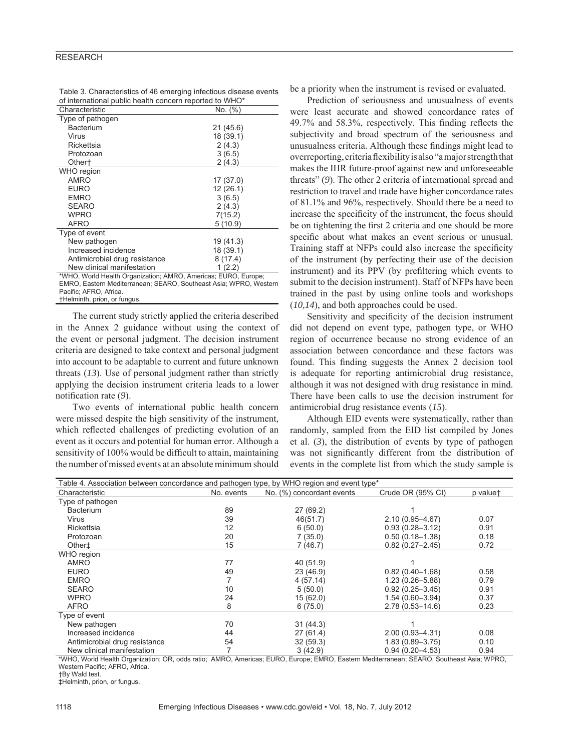Table 3. Characteristics of 46 emerging infectious disease events of international public health concern reported to WHO*

| Characteristic | No. (%) |
|---|---|
| Type of pathogen | |
| Bacterium | 21 (45.6) |
| Virus | 18 (39.1) |
| Rickettsia | 2 (4.3) |
| Protozoan | 3 (6.5) |
| Other† | 2 (4.3) |
| WHO region | |
| AMRO | 17 (37.0) |
| EURO | 12 (26.1) |
| EMRO | 3 (6.5) |
| SEARO | 2 (4.3) |
| WPRO | 7(15.2) |
| AFRO | 5 (10.9) |
| Type of event | |
| New pathogen | 19 (41.3) |
| Increased incidence | 18 (39.1) |
| Antimicrobial drug resistance | 8 (17.4) |
| New clinical manifestation | 1 (2.2) |

*WHO, World Health Organization; AMRO, Americas; EURO, Europe; EMRO, Eastern Mediterranean; SEARO, Southeast Asia; WPRO, Western Pacific; AFRO, Africa.
†Helminth, prion, or fungus.

The current study strictly applied the criteria described in the Annex 2 guidance without using the context of the event or personal judgment. The decision instrument criteria are designed to take context and personal judgment into account to be adaptable to current and future unknown threats (*13*). Use of personal judgment rather than strictly applying the decision instrument criteria leads to a lower notification rate (*9*).

Two events of international public health concern were missed despite the high sensitivity of the instrument, which reflected challenges of predicting evolution of an event as it occurs and potential for human error. Although a sensitivity of 100% would be difficult to attain, maintaining the number of missed events at an absolute minimum should be a priority when the instrument is revised or evaluated.

Prediction of seriousness and unusualness of events were least accurate and showed concordance rates of 49.7% and 58.3%, respectively. This finding reflects the subjectivity and broad spectrum of the seriousness and unusualness criteria. Although these findings might lead to overreporting, criteria flexibility is also "a major strength that makes the IHR future-proof against new and unforeseeable threats" (*9*). The other 2 criteria of international spread and restriction to travel and trade have higher concordance rates of 81.1% and 96%, respectively. Should there be a need to increase the specificity of the instrument, the focus should be on tightening the first 2 criteria and one should be more specific about what makes an event serious or unusual. Training staff at NFPs could also increase the specificity of the instrument (by perfecting their use of the decision instrument) and its PPV (by prefiltering which events to submit to the decision instrument). Staff of NFPs have been trained in the past by using online tools and workshops (*10,14*), and both approaches could be used.

Sensitivity and specificity of the decision instrument did not depend on event type, pathogen type, or WHO region of occurrence because no strong evidence of an association between concordance and these factors was found. This finding suggests the Annex 2 decision tool is adequate for reporting antimicrobial drug resistance, although it was not designed with drug resistance in mind. There have been calls to use the decision instrument for antimicrobial drug resistance events (*15*).

Although EID events were systematically, rather than randomly, sampled from the EID list compiled by Jones et al. (*3*), the distribution of events by type of pathogen was not significantly different from the distribution of events in the complete list from which the study sample is

Table 4. Association between concordance and pathogen type, by WHO region and event type*

| Characteristic | No. events | No. (%) concordant events | Crude OR (95% CI) | p value† |
|---|---|---|---|---|
| Type of pathogen | | | | |
| Bacterium | 89 | 27 (69.2) | 1 | |
| Virus | 39 | 46(51.7) | 2.10 (0.95–4.67) | 0.07 |
| Rickettsia | 12 | 6 (50.0) | 0.93 (0.28–3.12) | 0.91 |
| Protozoan | 20 | 7 (35.0) | 0.50 (0.18–1.38) | 0.18 |
| Other‡ | 15 | 7 (46.7) | 0.82 (0.27–2.45) | 0.72 |
| WHO region | | | | |
| AMRO | 77 | 40 (51.9) | 1 | |
| EURO | 49 | 23 (46.9) | 0.82 (0.40–1.68) | 0.58 |
| EMRO | 7 | 4 (57.14) | 1.23 (0.26–5.88) | 0.79 |
| SEARO | 10 | 5 (50.0) | 0.92 (0.25–3.45) | 0.91 |
| WPRO | 24 | 15 (62.0) | 1.54 (0.60–3.94) | 0.37 |
| AFRO | 8 | 6 (75.0) | 2.78 (0.53–14.6) | 0.23 |
| Type of event | | | | |
| New pathogen | 70 | 31 (44.3) | 1 | |
| Increased incidence | 44 | 27 (61.4) | 2.00 (0.93–4.31) | 0.08 |
| Antimicrobial drug resistance | 54 | 32 (59.3) | 1.83 (0.89–3.75) | 0.10 |
| New clinical manifestation | 7 | 3 (42.9) | 0.94 (0.20–4.53) | 0.94 |

*WHO, World Health Organization; OR, odds ratio; AMRO, Americas; EURO, Europe; EMRO, Eastern Mediterranean; SEARO, Southeast Asia; WPRO, Western Pacific; AFRO, Africa.
†By Wald test.
‡Helminth, prion, or fungus.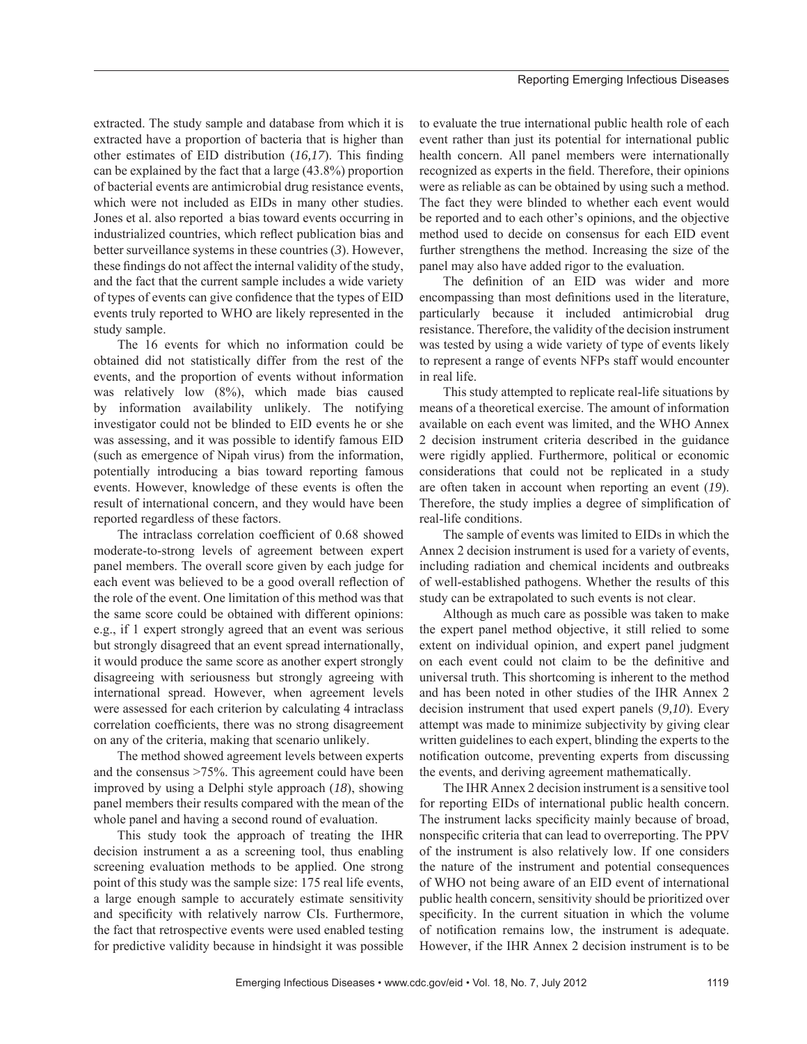extracted. The study sample and database from which it is extracted have a proportion of bacteria that is higher than other estimates of EID distribution (*16,17*). This finding can be explained by the fact that a large (43.8%) proportion of bacterial events are antimicrobial drug resistance events, which were not included as EIDs in many other studies. Jones et al. also reported a bias toward events occurring in industrialized countries, which reflect publication bias and better surveillance systems in these countries (*3*). However, these findings do not affect the internal validity of the study, and the fact that the current sample includes a wide variety of types of events can give confidence that the types of EID events truly reported to WHO are likely represented in the study sample.

The 16 events for which no information could be obtained did not statistically differ from the rest of the events, and the proportion of events without information was relatively low (8%), which made bias caused by information availability unlikely. The notifying investigator could not be blinded to EID events he or she was assessing, and it was possible to identify famous EID (such as emergence of Nipah virus) from the information, potentially introducing a bias toward reporting famous events. However, knowledge of these events is often the result of international concern, and they would have been reported regardless of these factors.

The intraclass correlation coefficient of 0.68 showed moderate-to-strong levels of agreement between expert panel members. The overall score given by each judge for each event was believed to be a good overall reflection of the role of the event. One limitation of this method was that the same score could be obtained with different opinions: e.g., if 1 expert strongly agreed that an event was serious but strongly disagreed that an event spread internationally, it would produce the same score as another expert strongly disagreeing with seriousness but strongly agreeing with international spread. However, when agreement levels were assessed for each criterion by calculating 4 intraclass correlation coefficients, there was no strong disagreement on any of the criteria, making that scenario unlikely.

The method showed agreement levels between experts and the consensus >75%. This agreement could have been improved by using a Delphi style approach (*18*), showing panel members their results compared with the mean of the whole panel and having a second round of evaluation.

This study took the approach of treating the IHR decision instrument a as a screening tool, thus enabling screening evaluation methods to be applied. One strong point of this study was the sample size: 175 real life events, a large enough sample to accurately estimate sensitivity and specificity with relatively narrow CIs. Furthermore, the fact that retrospective events were used enabled testing for predictive validity because in hindsight it was possible to evaluate the true international public health role of each event rather than just its potential for international public health concern. All panel members were internationally recognized as experts in the field. Therefore, their opinions were as reliable as can be obtained by using such a method. The fact they were blinded to whether each event would be reported and to each other's opinions, and the objective method used to decide on consensus for each EID event further strengthens the method. Increasing the size of the panel may also have added rigor to the evaluation.

The definition of an EID was wider and more encompassing than most definitions used in the literature, particularly because it included antimicrobial drug resistance. Therefore, the validity of the decision instrument was tested by using a wide variety of type of events likely to represent a range of events NFPs staff would encounter in real life.

This study attempted to replicate real-life situations by means of a theoretical exercise. The amount of information available on each event was limited, and the WHO Annex 2 decision instrument criteria described in the guidance were rigidly applied. Furthermore, political or economic considerations that could not be replicated in a study are often taken in account when reporting an event (*19*). Therefore, the study implies a degree of simplification of real-life conditions.

The sample of events was limited to EIDs in which the Annex 2 decision instrument is used for a variety of events, including radiation and chemical incidents and outbreaks of well-established pathogens. Whether the results of this study can be extrapolated to such events is not clear.

Although as much care as possible was taken to make the expert panel method objective, it still relied to some extent on individual opinion, and expert panel judgment on each event could not claim to be the definitive and universal truth. This shortcoming is inherent to the method and has been noted in other studies of the IHR Annex 2 decision instrument that used expert panels (*9,10*). Every attempt was made to minimize subjectivity by giving clear written guidelines to each expert, blinding the experts to the notification outcome, preventing experts from discussing the events, and deriving agreement mathematically.

The IHR Annex 2 decision instrument is a sensitive tool for reporting EIDs of international public health concern. The instrument lacks specificity mainly because of broad, nonspecific criteria that can lead to overreporting. The PPV of the instrument is also relatively low. If one considers the nature of the instrument and potential consequences of WHO not being aware of an EID event of international public health concern, sensitivity should be prioritized over specificity. In the current situation in which the volume of notification remains low, the instrument is adequate. However, if the IHR Annex 2 decision instrument is to be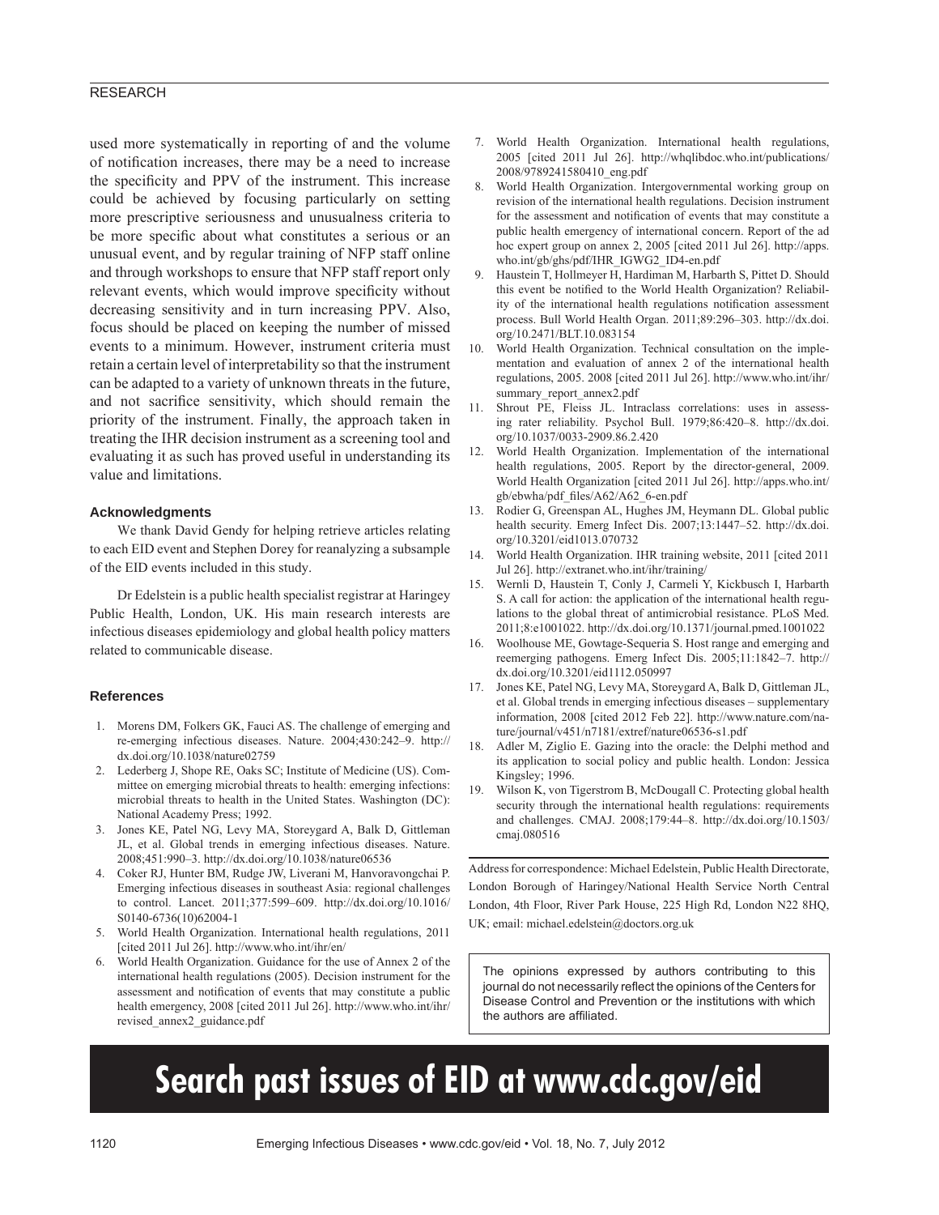used more systematically in reporting of and the volume of notification increases, there may be a need to increase the specificity and PPV of the instrument. This increase could be achieved by focusing particularly on setting more prescriptive seriousness and unusualness criteria to be more specific about what constitutes a serious or an unusual event, and by regular training of NFP staff online and through workshops to ensure that NFP staff report only relevant events, which would improve specificity without decreasing sensitivity and in turn increasing PPV. Also, focus should be placed on keeping the number of missed events to a minimum. However, instrument criteria must retain a certain level of interpretability so that the instrument can be adapted to a variety of unknown threats in the future, and not sacrifice sensitivity, which should remain the priority of the instrument. Finally, the approach taken in treating the IHR decision instrument as a screening tool and evaluating it as such has proved useful in understanding its value and limitations.

### Acknowledgments

We thank David Gendy for helping retrieve articles relating to each EID event and Stephen Dorey for reanalyzing a subsample of the EID events included in this study.

Dr Edelstein is a public health specialist registrar at Haringey Public Health, London, UK. His main research interests are infectious diseases epidemiology and global health policy matters related to communicable disease.

### References

1. Morens DM, Folkers GK, Fauci AS. The challenge of emerging and re-emerging infectious diseases. Nature. 2004;430:242–9. http://dx.doi.org/10.1038/nature02759
2. Lederberg J, Shope RE, Oaks SC; Institute of Medicine (US). Committee on emerging microbial threats to health: emerging infections: microbial threats to health in the United States. Washington (DC): National Academy Press; 1992.
3. Jones KE, Patel NG, Levy MA, Storeygard A, Balk D, Gittleman JL, et al. Global trends in emerging infectious diseases. Nature. 2008;451:990–3. http://dx.doi.org/10.1038/nature06536
4. Coker RJ, Hunter BM, Rudge JW, Liverani M, Hanvoravongchai P. Emerging infectious diseases in southeast Asia: regional challenges to control. Lancet. 2011;377:599–609. http://dx.doi.org/10.1016/S0140-6736(10)62004-1
5. World Health Organization. International health regulations, 2011 [cited 2011 Jul 26]. http://www.who.int/ihr/en/
6. World Health Organization. Guidance for the use of Annex 2 of the international health regulations (2005). Decision instrument for the assessment and notification of events that may constitute a public health emergency, 2008 [cited 2011 Jul 26]. http://www.who.int/ihr/revised_annex2_guidance.pdf
7. World Health Organization. International health regulations, 2005 [cited 2011 Jul 26]. http://whqlibdoc.who.int/publications/2008/9789241580410_eng.pdf
8. World Health Organization. Intergovernmental working group on revision of the international health regulations. Decision instrument for the assessment and notification of events that may constitute a public health emergency of international concern. Report of the ad hoc expert group on annex 2, 2005 [cited 2011 Jul 26]. http://apps.who.int/gb/ghs/pdf/IHR_IGWG2_ID4-en.pdf
9. Haustein T, Hollmeyer H, Hardiman M, Harbarth S, Pittet D. Should this event be notified to the World Health Organization? Reliability of the international health regulations notification assessment process. Bull World Health Organ. 2011;89:296–303. http://dx.doi.org/10.2471/BLT.10.083154
10. World Health Organization. Technical consultation on the implementation and evaluation of annex 2 of the international health regulations, 2005. 2008 [cited 2011 Jul 26]. http://www.who.int/ihr/summary_report_annex2.pdf
11. Shrout PE, Fleiss JL. Intraclass correlations: uses in assessing rater reliability. Psychol Bull. 1979;86:420–8. http://dx.doi.org/10.1037/0033-2909.86.2.420
12. World Health Organization. Implementation of the international health regulations, 2005. Report by the director-general, 2009. World Health Organization [cited 2011 Jul 26]. http://apps.who.int/gb/ebwha/pdf_files/A62/A62_6-en.pdf
13. Rodier G, Greenspan AL, Hughes JM, Heymann DL. Global public health security. Emerg Infect Dis. 2007;13:1447–52. http://dx.doi.org/10.3201/eid1013.070732
14. World Health Organization. IHR training website, 2011 [cited 2011 Jul 26]. http://extranet.who.int/ihr/training/
15. Wernli D, Haustein T, Conly J, Carmeli Y, Kickbusch I, Harbarth S. A call for action: the application of the international health regulations to the global threat of antimicrobial resistance. PLoS Med. 2011;8:e1001022. http://dx.doi.org/10.1371/journal.pmed.1001022
16. Woolhouse ME, Gowtage-Sequeria S. Host range and emerging and reemerging pathogens. Emerg Infect Dis. 2005;11:1842–7. http://dx.doi.org/10.3201/eid1112.050997
17. Jones KE, Patel NG, Levy MA, Storeygard A, Balk D, Gittleman JL, et al. Global trends in emerging infectious diseases – supplementary information, 2008 [cited 2012 Feb 22]. http://www.nature.com/nature/journal/v451/n7181/extref/nature06536-s1.pdf
18. Adler M, Ziglio E. Gazing into the oracle: the Delphi method and its application to social policy and public health. London: Jessica Kingsley; 1996.
19. Wilson K, von Tigerstrom B, McDougall C. Protecting global health security through the international health regulations: requirements and challenges. CMAJ. 2008;179:44–8. http://dx.doi.org/10.1503/cmaj.080516

Address for correspondence: Michael Edelstein, Public Health Directorate, London Borough of Haringey/National Health Service North Central London, 4th Floor, River Park House, 225 High Rd, London N22 8HQ, UK; email: michael.edelstein@doctors.org.uk

The opinions expressed by authors contributing to this journal do not necessarily reflect the opinions of the Centers for Disease Control and Prevention or the institutions with which the authors are affiliated.

**Search past issues of EID at www.cdc.gov/eid**